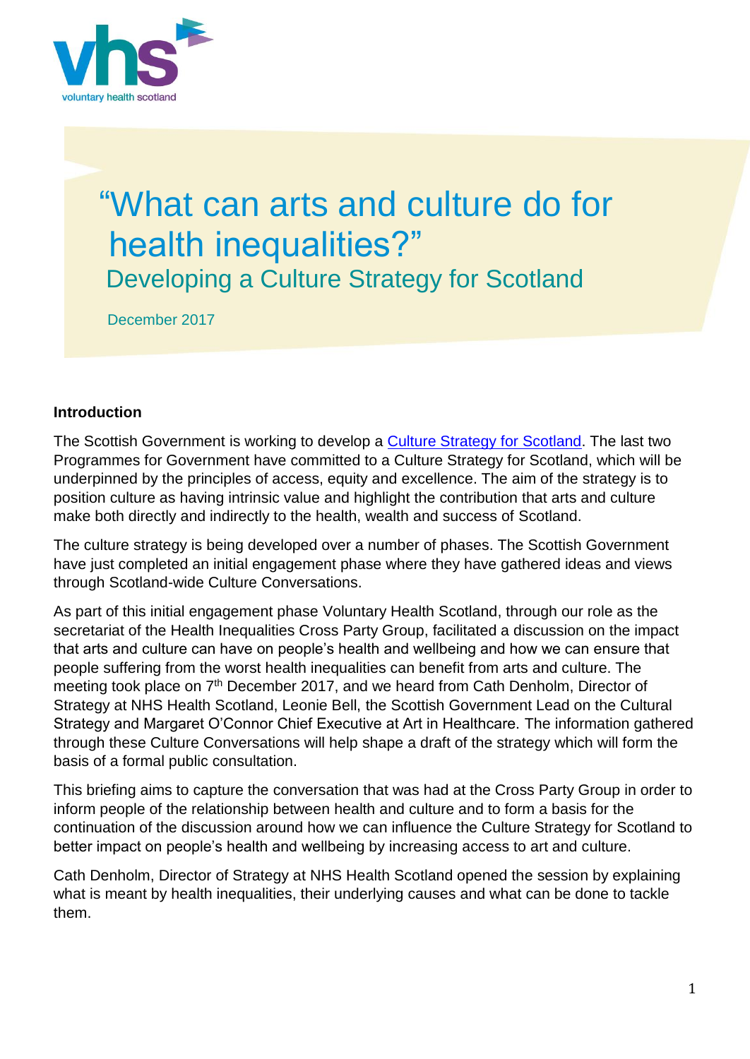voluntary health scotland

# "What can arts and culture do for health inequalities?"

## Developing a Culture Strategy for Scotland

December 2017

**Introduction**

The Scottish Government is working to develop a Culture Strategy for Scotland. The last two Programmes for Government have committed to a Culture Strategy for Scotland, which will be underpinned by the principles of access, equity and excellence. The aim of the strategy is to position culture as having intrinsic value and highlight the contribution that arts and culture make both directly and indirectly to the health, wealth and success of Scotland.

The culture strategy is being developed over a number of phases. The Scottish Government have just completed an initial engagement phase where they have gathered ideas and views through Scotland-wide Culture Conversations.

As part of this initial engagement phase Voluntary Health Scotland, through our role as the secretariat of the Health Inequalities Cross Party Group, facilitated a discussion on the impact that arts and culture can have on people's health and wellbeing and how we can ensure that people suffering from the worst health inequalities can benefit from arts and culture. The meeting took place on 7th December 2017, and we heard from Cath Denholm, Director of Strategy at NHS Health Scotland, Leonie Bell, the Scottish Government Lead on the Cultural Strategy and Margaret O'Connor Chief Executive at Art in Healthcare. The information gathered through these Culture Conversations will help shape a draft of the strategy which will form the basis of a formal public consultation.

This briefing aims to capture the conversation that was had at the Cross Party Group in order to inform people of the relationship between health and culture and to form a basis for the continuation of the discussion around how we can influence the Culture Strategy for Scotland to better impact on people's health and wellbeing by increasing access to art and culture.

Cath Denholm, Director of Strategy at NHS Health Scotland opened the session by explaining what is meant by health inequalities, their underlying causes and what can be done to tackle them.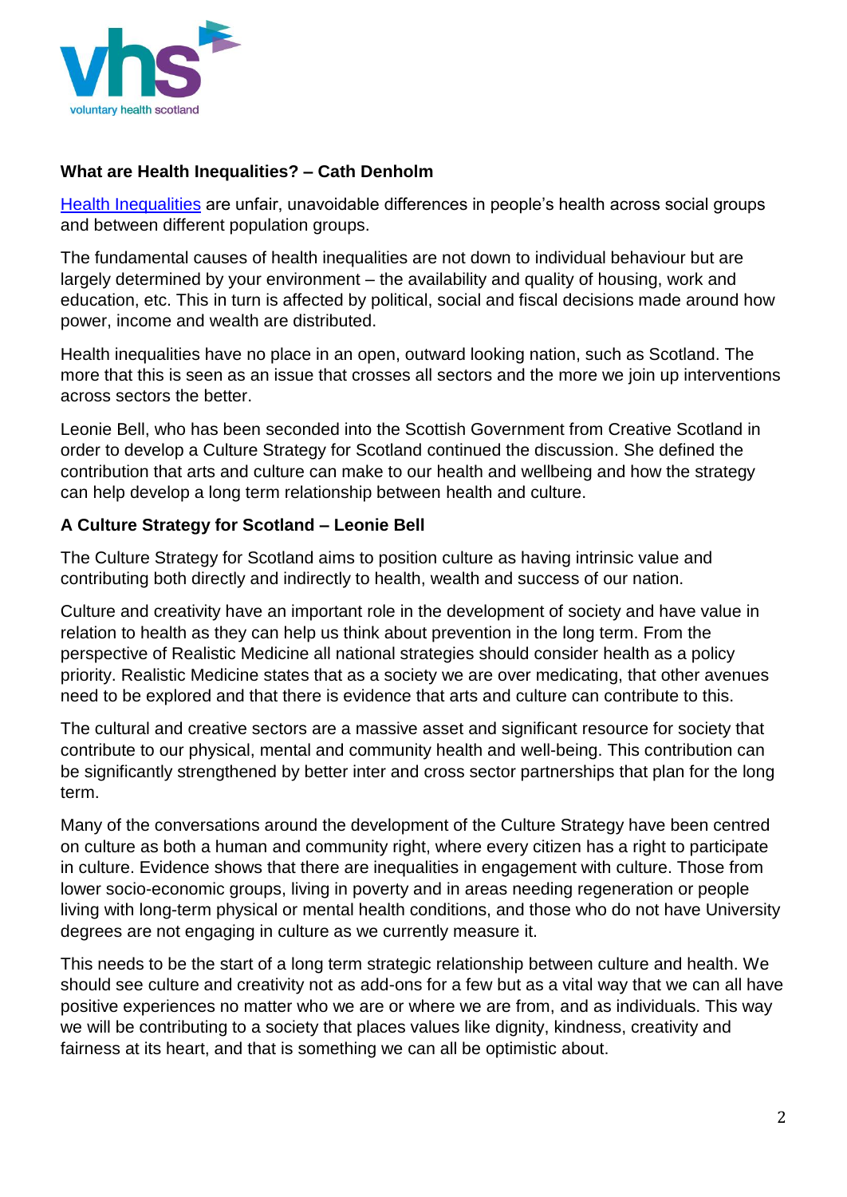**What are Health Inequalities? – Cath Denholm**

[Health Inequalities](#) are unfair, unavoidable differences in people's health across social groups and between different population groups.

The fundamental causes of health inequalities are not down to individual behaviour but are largely determined by your environment – the availability and quality of housing, work and education, etc. This in turn is affected by political, social and fiscal decisions made around how power, income and wealth are distributed.

Health inequalities have no place in an open, outward looking nation, such as Scotland. The more that this is seen as an issue that crosses all sectors and the more we join up interventions across sectors the better.

Leonie Bell, who has been seconded into the Scottish Government from Creative Scotland in order to develop a Culture Strategy for Scotland continued the discussion. She defined the contribution that arts and culture can make to our health and wellbeing and how the strategy can help develop a long term relationship between health and culture.

**A Culture Strategy for Scotland – Leonie Bell**

The Culture Strategy for Scotland aims to position culture as having intrinsic value and contributing both directly and indirectly to health, wealth and success of our nation.

Culture and creativity have an important role in the development of society and have value in relation to health as they can help us think about prevention in the long term. From the perspective of Realistic Medicine all national strategies should consider health as a policy priority. Realistic Medicine states that as a society we are over medicating, that other avenues need to be explored and that there is evidence that arts and culture can contribute to this.

The cultural and creative sectors are a massive asset and significant resource for society that contribute to our physical, mental and community health and well-being. This contribution can be significantly strengthened by better inter and cross sector partnerships that plan for the long term.

Many of the conversations around the development of the Culture Strategy have been centred on culture as both a human and community right, where every citizen has a right to participate in culture. Evidence shows that there are inequalities in engagement with culture. Those from lower socio-economic groups, living in poverty and in areas needing regeneration or people living with long-term physical or mental health conditions, and those who do not have University degrees are not engaging in culture as we currently measure it.

This needs to be the start of a long term strategic relationship between culture and health. We should see culture and creativity not as add-ons for a few but as a vital way that we can all have positive experiences no matter who we are or where we are from, and as individuals. This way we will be contributing to a society that places values like dignity, kindness, creativity and fairness at its heart, and that is something we can all be optimistic about.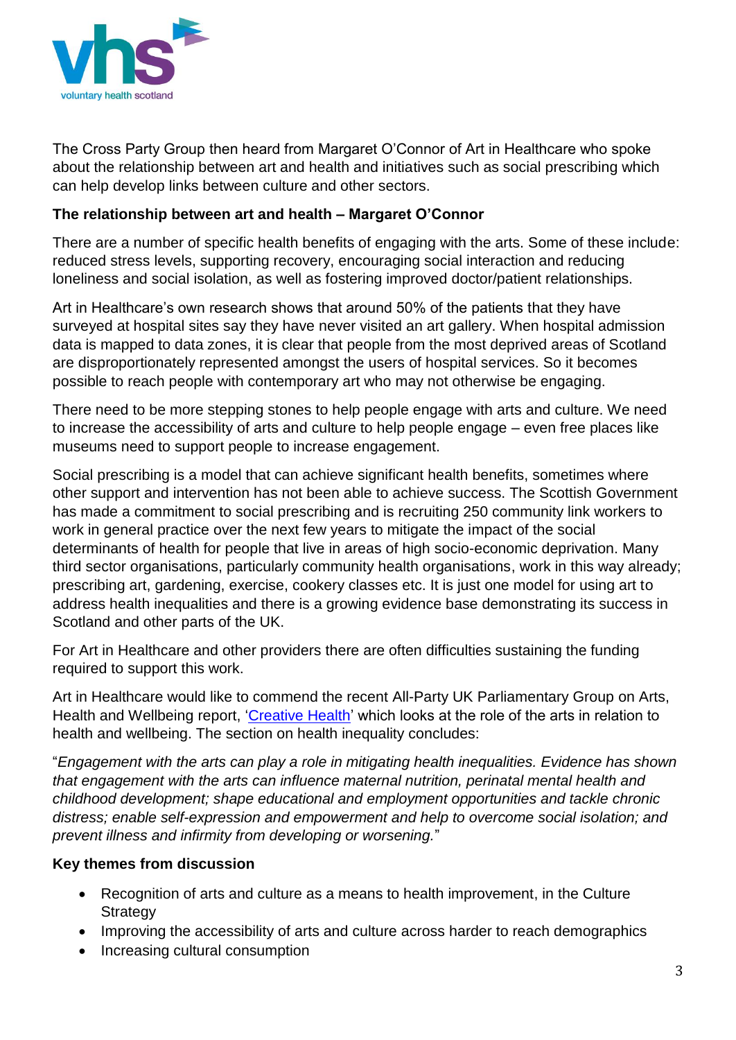The Cross Party Group then heard from Margaret O'Connor of Art in Healthcare who spoke about the relationship between art and health and initiatives such as social prescribing which can help develop links between culture and other sectors.

**The relationship between art and health – Margaret O'Connor**

There are a number of specific health benefits of engaging with the arts. Some of these include: reduced stress levels, supporting recovery, encouraging social interaction and reducing loneliness and social isolation, as well as fostering improved doctor/patient relationships.

Art in Healthcare's own research shows that around 50% of the patients that they have surveyed at hospital sites say they have never visited an art gallery. When hospital admission data is mapped to data zones, it is clear that people from the most deprived areas of Scotland are disproportionately represented amongst the users of hospital services. So it becomes possible to reach people with contemporary art who may not otherwise be engaging.

There need to be more stepping stones to help people engage with arts and culture. We need to increase the accessibility of arts and culture to help people engage – even free places like museums need to support people to increase engagement.

Social prescribing is a model that can achieve significant health benefits, sometimes where other support and intervention has not been able to achieve success. The Scottish Government has made a commitment to social prescribing and is recruiting 250 community link workers to work in general practice over the next few years to mitigate the impact of the social determinants of health for people that live in areas of high socio-economic deprivation. Many third sector organisations, particularly community health organisations, work in this way already; prescribing art, gardening, exercise, cookery classes etc. It is just one model for using art to address health inequalities and there is a growing evidence base demonstrating its success in Scotland and other parts of the UK.

For Art in Healthcare and other providers there are often difficulties sustaining the funding required to support this work.

Art in Healthcare would like to commend the recent All-Party UK Parliamentary Group on Arts, Health and Wellbeing report, 'Creative Health' which looks at the role of the arts in relation to health and wellbeing. The section on health inequality concludes:

"*Engagement with the arts can play a role in mitigating health inequalities. Evidence has shown that engagement with the arts can influence maternal nutrition, perinatal mental health and childhood development; shape educational and employment opportunities and tackle chronic distress; enable self-expression and empowerment and help to overcome social isolation; and prevent illness and infirmity from developing or worsening.*"

**Key themes from discussion**

- Recognition of arts and culture as a means to health improvement, in the Culture Strategy
- Improving the accessibility of arts and culture across harder to reach demographics
- Increasing cultural consumption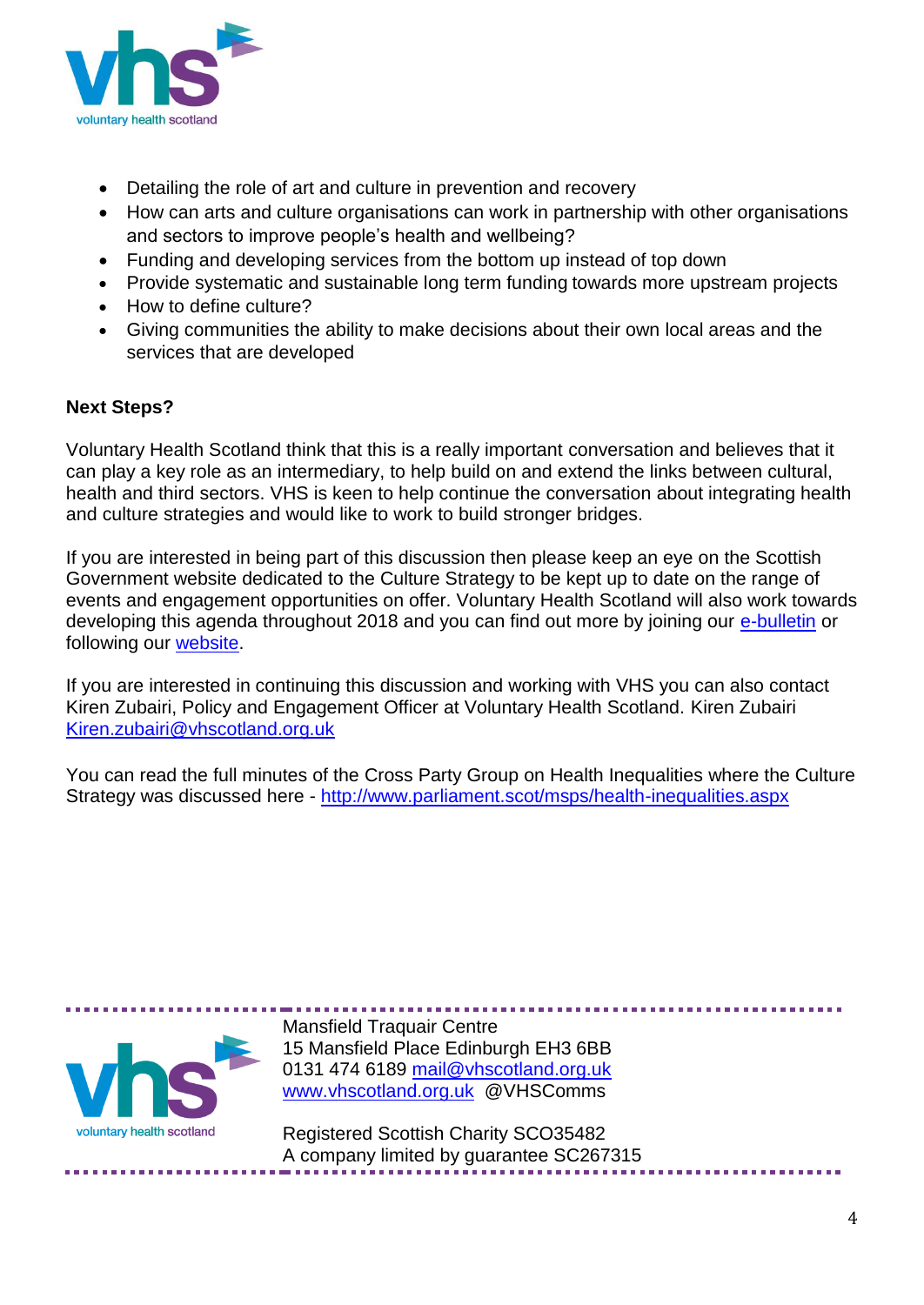- Detailing the role of art and culture in prevention and recovery
- How can arts and culture organisations can work in partnership with other organisations and sectors to improve people's health and wellbeing?
- Funding and developing services from the bottom up instead of top down
- Provide systematic and sustainable long term funding towards more upstream projects
- How to define culture?
- Giving communities the ability to make decisions about their own local areas and the services that are developed

**Next Steps?**

Voluntary Health Scotland think that this is a really important conversation and believes that it can play a key role as an intermediary, to help build on and extend the links between cultural, health and third sectors. VHS is keen to help continue the conversation about integrating health and culture strategies and would like to work to build stronger bridges.

If you are interested in being part of this discussion then please keep an eye on the Scottish Government website dedicated to the Culture Strategy to be kept up to date on the range of events and engagement opportunities on offer. Voluntary Health Scotland will also work towards developing this agenda throughout 2018 and you can find out more by joining our e-bulletin or following our website.

If you are interested in continuing this discussion and working with VHS you can also contact Kiren Zubairi, Policy and Engagement Officer at Voluntary Health Scotland. Kiren Zubairi Kiren.zubairi@vhscotland.org.uk

You can read the full minutes of the Cross Party Group on Health Inequalities where the Culture Strategy was discussed here - http://www.parliament.scot/msps/health-inequalities.aspx

Mansfield Traquair Centre
15 Mansfield Place Edinburgh EH3 6BB
0131 474 6189 mail@vhscotland.org.uk
www.vhscotland.org.uk @VHSComms

Registered Scottish Charity SCO35482
A company limited by guarantee SC267315